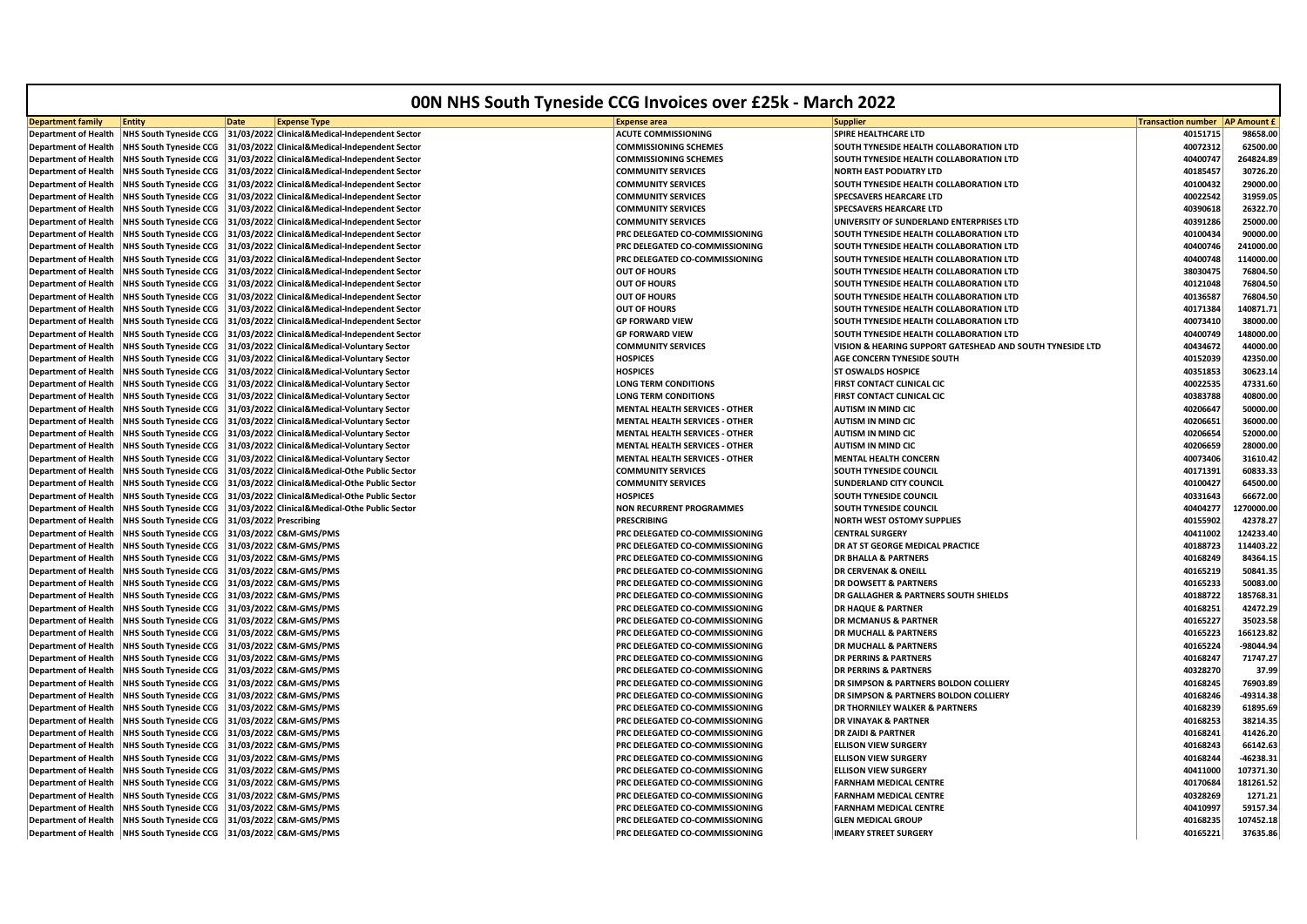# 00N NHS South Tyneside CCG Invoices over £25k - March 2022

| Department family | Entity | Date | Expense Type | Expense area | Supplier | Transaction number | AP Amount £ |
|---|---|---|---|---|---|---|---|
| Department of Health | NHS South Tyneside CCG | 31/03/2022 | Clinical&Medical-Independent Sector | ACUTE COMMISSIONING | SPIRE HEALTHCARE LTD | 40151715 | 98658.00 |
| Department of Health | NHS South Tyneside CCG | 31/03/2022 | Clinical&Medical-Independent Sector | COMMISSIONING SCHEMES | SOUTH TYNESIDE HEALTH COLLABORATION LTD | 40072312 | 62500.00 |
| Department of Health | NHS South Tyneside CCG | 31/03/2022 | Clinical&Medical-Independent Sector | COMMISSIONING SCHEMES | SOUTH TYNESIDE HEALTH COLLABORATION LTD | 40400747 | 264824.89 |
| Department of Health | NHS South Tyneside CCG | 31/03/2022 | Clinical&Medical-Independent Sector | COMMUNITY SERVICES | NORTH EAST PODIATRY LTD | 40185457 | 30726.20 |
| Department of Health | NHS South Tyneside CCG | 31/03/2022 | Clinical&Medical-Independent Sector | COMMUNITY SERVICES | SOUTH TYNESIDE HEALTH COLLABORATION LTD | 40100432 | 29000.00 |
| Department of Health | NHS South Tyneside CCG | 31/03/2022 | Clinical&Medical-Independent Sector | COMMUNITY SERVICES | SPECSAVERS HEARCARE LTD | 40022542 | 31959.05 |
| Department of Health | NHS South Tyneside CCG | 31/03/2022 | Clinical&Medical-Independent Sector | COMMUNITY SERVICES | SPECSAVERS HEARCARE LTD | 40390618 | 26322.70 |
| Department of Health | NHS South Tyneside CCG | 31/03/2022 | Clinical&Medical-Independent Sector | COMMUNITY SERVICES | UNIVERSITY OF SUNDERLAND ENTERPRISES LTD | 40391286 | 25000.00 |
| Department of Health | NHS South Tyneside CCG | 31/03/2022 | Clinical&Medical-Independent Sector | PRC DELEGATED CO-COMMISSIONING | SOUTH TYNESIDE HEALTH COLLABORATION LTD | 40100434 | 90000.00 |
| Department of Health | NHS South Tyneside CCG | 31/03/2022 | Clinical&Medical-Independent Sector | PRC DELEGATED CO-COMMISSIONING | SOUTH TYNESIDE HEALTH COLLABORATION LTD | 40400746 | 241000.00 |
| Department of Health | NHS South Tyneside CCG | 31/03/2022 | Clinical&Medical-Independent Sector | PRC DELEGATED CO-COMMISSIONING | SOUTH TYNESIDE HEALTH COLLABORATION LTD | 40400748 | 114000.00 |
| Department of Health | NHS South Tyneside CCG | 31/03/2022 | Clinical&Medical-Independent Sector | OUT OF HOURS | SOUTH TYNESIDE HEALTH COLLABORATION LTD | 38030475 | 76804.50 |
| Department of Health | NHS South Tyneside CCG | 31/03/2022 | Clinical&Medical-Independent Sector | OUT OF HOURS | SOUTH TYNESIDE HEALTH COLLABORATION LTD | 40121048 | 76804.50 |
| Department of Health | NHS South Tyneside CCG | 31/03/2022 | Clinical&Medical-Independent Sector | OUT OF HOURS | SOUTH TYNESIDE HEALTH COLLABORATION LTD | 40136587 | 76804.50 |
| Department of Health | NHS South Tyneside CCG | 31/03/2022 | Clinical&Medical-Independent Sector | OUT OF HOURS | SOUTH TYNESIDE HEALTH COLLABORATION LTD | 40171384 | 140871.71 |
| Department of Health | NHS South Tyneside CCG | 31/03/2022 | Clinical&Medical-Independent Sector | GP FORWARD VIEW | SOUTH TYNESIDE HEALTH COLLABORATION LTD | 40073410 | 38000.00 |
| Department of Health | NHS South Tyneside CCG | 31/03/2022 | Clinical&Medical-Independent Sector | GP FORWARD VIEW | SOUTH TYNESIDE HEALTH COLLABORATION LTD | 40400749 | 148000.00 |
| Department of Health | NHS South Tyneside CCG | 31/03/2022 | Clinical&Medical-Voluntary Sector | COMMUNITY SERVICES | VISION & HEARING SUPPORT GATESHEAD AND SOUTH TYNESIDE LTD | 40434672 | 44000.00 |
| Department of Health | NHS South Tyneside CCG | 31/03/2022 | Clinical&Medical-Voluntary Sector | HOSPICES | AGE CONCERN TYNESIDE SOUTH | 40152039 | 42350.00 |
| Department of Health | NHS South Tyneside CCG | 31/03/2022 | Clinical&Medical-Voluntary Sector | HOSPICES | ST OSWALDS HOSPICE | 40351853 | 30623.14 |
| Department of Health | NHS South Tyneside CCG | 31/03/2022 | Clinical&Medical-Voluntary Sector | LONG TERM CONDITIONS | FIRST CONTACT CLINICAL CIC | 40022535 | 47331.60 |
| Department of Health | NHS South Tyneside CCG | 31/03/2022 | Clinical&Medical-Voluntary Sector | LONG TERM CONDITIONS | FIRST CONTACT CLINICAL CIC | 40383788 | 40800.00 |
| Department of Health | NHS South Tyneside CCG | 31/03/2022 | Clinical&Medical-Voluntary Sector | MENTAL HEALTH SERVICES - OTHER | AUTISM IN MIND CIC | 40206647 | 50000.00 |
| Department of Health | NHS South Tyneside CCG | 31/03/2022 | Clinical&Medical-Voluntary Sector | MENTAL HEALTH SERVICES - OTHER | AUTISM IN MIND CIC | 40206651 | 36000.00 |
| Department of Health | NHS South Tyneside CCG | 31/03/2022 | Clinical&Medical-Voluntary Sector | MENTAL HEALTH SERVICES - OTHER | AUTISM IN MIND CIC | 40206654 | 52000.00 |
| Department of Health | NHS South Tyneside CCG | 31/03/2022 | Clinical&Medical-Voluntary Sector | MENTAL HEALTH SERVICES - OTHER | AUTISM IN MIND CIC | 40206659 | 28000.00 |
| Department of Health | NHS South Tyneside CCG | 31/03/2022 | Clinical&Medical-Voluntary Sector | MENTAL HEALTH SERVICES - OTHER | MENTAL HEALTH CONCERN | 40073406 | 31610.42 |
| Department of Health | NHS South Tyneside CCG | 31/03/2022 | Clinical&Medical-Othe Public Sector | COMMUNITY SERVICES | SOUTH TYNESIDE COUNCIL | 40171391 | 60833.33 |
| Department of Health | NHS South Tyneside CCG | 31/03/2022 | Clinical&Medical-Othe Public Sector | COMMUNITY SERVICES | SUNDERLAND CITY COUNCIL | 40100427 | 64500.00 |
| Department of Health | NHS South Tyneside CCG | 31/03/2022 | Clinical&Medical-Othe Public Sector | HOSPICES | SOUTH TYNESIDE COUNCIL | 40331643 | 66672.00 |
| Department of Health | NHS South Tyneside CCG | 31/03/2022 | Clinical&Medical-Othe Public Sector | NON RECURRENT PROGRAMMES | SOUTH TYNESIDE COUNCIL | 40404277 | 1270000.00 |
| Department of Health | NHS South Tyneside CCG | 31/03/2022 | Prescribing | PRESCRIBING | NORTH WEST OSTOMY SUPPLIES | 40155902 | 42378.27 |
| Department of Health | NHS South Tyneside CCG | 31/03/2022 | C&M-GMS/PMS | PRC DELEGATED CO-COMMISSIONING | CENTRAL SURGERY | 40411002 | 124233.40 |
| Department of Health | NHS South Tyneside CCG | 31/03/2022 | C&M-GMS/PMS | PRC DELEGATED CO-COMMISSIONING | DR AT ST GEORGE MEDICAL PRACTICE | 40188723 | 114403.22 |
| Department of Health | NHS South Tyneside CCG | 31/03/2022 | C&M-GMS/PMS | PRC DELEGATED CO-COMMISSIONING | DR BHALLA & PARTNERS | 40168249 | 84364.15 |
| Department of Health | NHS South Tyneside CCG | 31/03/2022 | C&M-GMS/PMS | PRC DELEGATED CO-COMMISSIONING | DR CERVENAK & ONEILL | 40165219 | 50841.35 |
| Department of Health | NHS South Tyneside CCG | 31/03/2022 | C&M-GMS/PMS | PRC DELEGATED CO-COMMISSIONING | DR DOWSETT & PARTNERS | 40165233 | 50083.00 |
| Department of Health | NHS South Tyneside CCG | 31/03/2022 | C&M-GMS/PMS | PRC DELEGATED CO-COMMISSIONING | DR GALLAGHER & PARTNERS SOUTH SHIELDS | 40188722 | 185768.31 |
| Department of Health | NHS South Tyneside CCG | 31/03/2022 | C&M-GMS/PMS | PRC DELEGATED CO-COMMISSIONING | DR HAQUE & PARTNER | 40168251 | 42472.29 |
| Department of Health | NHS South Tyneside CCG | 31/03/2022 | C&M-GMS/PMS | PRC DELEGATED CO-COMMISSIONING | DR MCMANUS & PARTNER | 40165227 | 35023.58 |
| Department of Health | NHS South Tyneside CCG | 31/03/2022 | C&M-GMS/PMS | PRC DELEGATED CO-COMMISSIONING | DR MUCHALL & PARTNERS | 40165223 | 166123.82 |
| Department of Health | NHS South Tyneside CCG | 31/03/2022 | C&M-GMS/PMS | PRC DELEGATED CO-COMMISSIONING | DR MUCHALL & PARTNERS | 40165224 | -98044.94 |
| Department of Health | NHS South Tyneside CCG | 31/03/2022 | C&M-GMS/PMS | PRC DELEGATED CO-COMMISSIONING | DR PERRINS & PARTNERS | 40168247 | 71747.27 |
| Department of Health | NHS South Tyneside CCG | 31/03/2022 | C&M-GMS/PMS | PRC DELEGATED CO-COMMISSIONING | DR PERRINS & PARTNERS | 40328270 | 37.99 |
| Department of Health | NHS South Tyneside CCG | 31/03/2022 | C&M-GMS/PMS | PRC DELEGATED CO-COMMISSIONING | DR SIMPSON & PARTNERS BOLDON COLLIERY | 40168245 | 76903.89 |
| Department of Health | NHS South Tyneside CCG | 31/03/2022 | C&M-GMS/PMS | PRC DELEGATED CO-COMMISSIONING | DR SIMPSON & PARTNERS BOLDON COLLIERY | 40168246 | -49314.38 |
| Department of Health | NHS South Tyneside CCG | 31/03/2022 | C&M-GMS/PMS | PRC DELEGATED CO-COMMISSIONING | DR THORNILEY WALKER & PARTNERS | 40168239 | 61895.69 |
| Department of Health | NHS South Tyneside CCG | 31/03/2022 | C&M-GMS/PMS | PRC DELEGATED CO-COMMISSIONING | DR VINAYAK & PARTNER | 40168253 | 38214.35 |
| Department of Health | NHS South Tyneside CCG | 31/03/2022 | C&M-GMS/PMS | PRC DELEGATED CO-COMMISSIONING | DR ZAIDI & PARTNER | 40168241 | 41426.20 |
| Department of Health | NHS South Tyneside CCG | 31/03/2022 | C&M-GMS/PMS | PRC DELEGATED CO-COMMISSIONING | ELLISON VIEW SURGERY | 40168243 | 66142.63 |
| Department of Health | NHS South Tyneside CCG | 31/03/2022 | C&M-GMS/PMS | PRC DELEGATED CO-COMMISSIONING | ELLISON VIEW SURGERY | 40168244 | -46238.31 |
| Department of Health | NHS South Tyneside CCG | 31/03/2022 | C&M-GMS/PMS | PRC DELEGATED CO-COMMISSIONING | ELLISON VIEW SURGERY | 40411000 | 107371.30 |
| Department of Health | NHS South Tyneside CCG | 31/03/2022 | C&M-GMS/PMS | PRC DELEGATED CO-COMMISSIONING | FARNHAM MEDICAL CENTRE | 40170684 | 181261.52 |
| Department of Health | NHS South Tyneside CCG | 31/03/2022 | C&M-GMS/PMS | PRC DELEGATED CO-COMMISSIONING | FARNHAM MEDICAL CENTRE | 40328269 | 1271.21 |
| Department of Health | NHS South Tyneside CCG | 31/03/2022 | C&M-GMS/PMS | PRC DELEGATED CO-COMMISSIONING | FARNHAM MEDICAL CENTRE | 40410997 | 59157.34 |
| Department of Health | NHS South Tyneside CCG | 31/03/2022 | C&M-GMS/PMS | PRC DELEGATED CO-COMMISSIONING | GLEN MEDICAL GROUP | 40168235 | 107452.18 |
| Department of Health | NHS South Tyneside CCG | 31/03/2022 | C&M-GMS/PMS | PRC DELEGATED CO-COMMISSIONING | IMEARY STREET SURGERY | 40165221 | 37635.86 |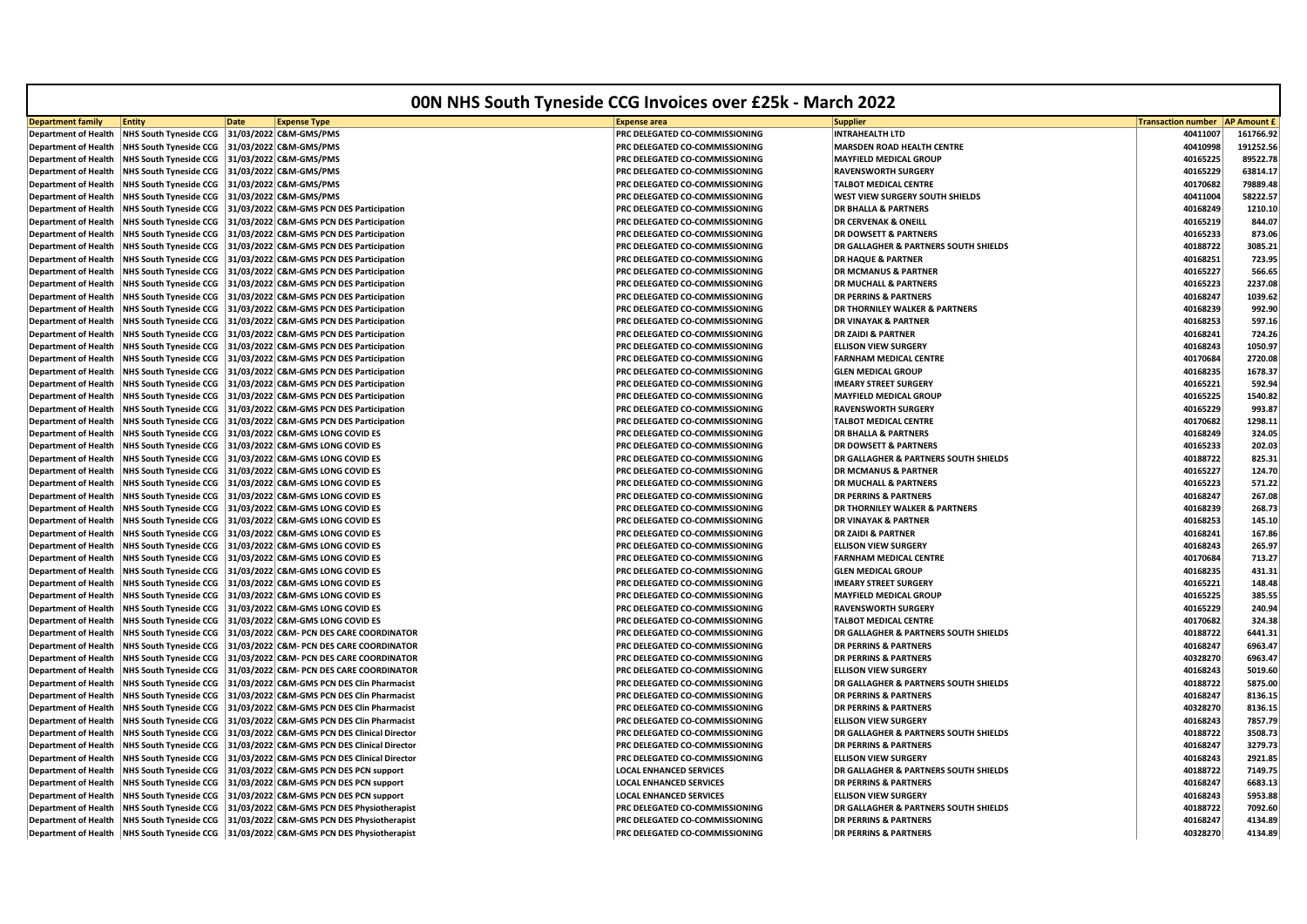# 00N NHS South Tyneside CCG Invoices over £25k - March 2022

| Department family | Entity | Date | Expense Type | Expense area | Supplier | Transaction number | AP Amount £ |
|---|---|---|---|---|---|---|---|
| Department of Health | NHS South Tyneside CCG | 31/03/2022 | C&M-GMS/PMS | PRC DELEGATED CO-COMMISSIONING | INTRAHEALTH LTD | 40411007 | 161766.92 |
| Department of Health | NHS South Tyneside CCG | 31/03/2022 | C&M-GMS/PMS | PRC DELEGATED CO-COMMISSIONING | MARSDEN ROAD HEALTH CENTRE | 40410998 | 191252.56 |
| Department of Health | NHS South Tyneside CCG | 31/03/2022 | C&M-GMS/PMS | PRC DELEGATED CO-COMMISSIONING | MAYFIELD MEDICAL GROUP | 40165225 | 89522.78 |
| Department of Health | NHS South Tyneside CCG | 31/03/2022 | C&M-GMS/PMS | PRC DELEGATED CO-COMMISSIONING | RAVENSWORTH SURGERY | 40165229 | 63814.17 |
| Department of Health | NHS South Tyneside CCG | 31/03/2022 | C&M-GMS/PMS | PRC DELEGATED CO-COMMISSIONING | TALBOT MEDICAL CENTRE | 40170682 | 79889.48 |
| Department of Health | NHS South Tyneside CCG | 31/03/2022 | C&M-GMS/PMS | PRC DELEGATED CO-COMMISSIONING | WEST VIEW SURGERY SOUTH SHIELDS | 40411004 | 58222.57 |
| Department of Health | NHS South Tyneside CCG | 31/03/2022 | C&M-GMS PCN DES Participation | PRC DELEGATED CO-COMMISSIONING | DR BHALLA & PARTNERS | 40168249 | 1210.10 |
| Department of Health | NHS South Tyneside CCG | 31/03/2022 | C&M-GMS PCN DES Participation | PRC DELEGATED CO-COMMISSIONING | DR CERVENAK & ONEILL | 40165219 | 844.07 |
| Department of Health | NHS South Tyneside CCG | 31/03/2022 | C&M-GMS PCN DES Participation | PRC DELEGATED CO-COMMISSIONING | DR DOWSETT & PARTNERS | 40165233 | 873.06 |
| Department of Health | NHS South Tyneside CCG | 31/03/2022 | C&M-GMS PCN DES Participation | PRC DELEGATED CO-COMMISSIONING | DR GALLAGHER & PARTNERS SOUTH SHIELDS | 40188722 | 3085.21 |
| Department of Health | NHS South Tyneside CCG | 31/03/2022 | C&M-GMS PCN DES Participation | PRC DELEGATED CO-COMMISSIONING | DR HAQUE & PARTNER | 40168251 | 723.95 |
| Department of Health | NHS South Tyneside CCG | 31/03/2022 | C&M-GMS PCN DES Participation | PRC DELEGATED CO-COMMISSIONING | DR MCMANUS & PARTNER | 40165227 | 566.65 |
| Department of Health | NHS South Tyneside CCG | 31/03/2022 | C&M-GMS PCN DES Participation | PRC DELEGATED CO-COMMISSIONING | DR MUCHALL & PARTNERS | 40165223 | 2237.08 |
| Department of Health | NHS South Tyneside CCG | 31/03/2022 | C&M-GMS PCN DES Participation | PRC DELEGATED CO-COMMISSIONING | DR PERRINS & PARTNERS | 40168247 | 1039.62 |
| Department of Health | NHS South Tyneside CCG | 31/03/2022 | C&M-GMS PCN DES Participation | PRC DELEGATED CO-COMMISSIONING | DR THORNILEY WALKER & PARTNERS | 40168239 | 992.90 |
| Department of Health | NHS South Tyneside CCG | 31/03/2022 | C&M-GMS PCN DES Participation | PRC DELEGATED CO-COMMISSIONING | DR VINAYAK & PARTNER | 40168253 | 597.16 |
| Department of Health | NHS South Tyneside CCG | 31/03/2022 | C&M-GMS PCN DES Participation | PRC DELEGATED CO-COMMISSIONING | DR ZAIDI & PARTNER | 40168241 | 724.26 |
| Department of Health | NHS South Tyneside CCG | 31/03/2022 | C&M-GMS PCN DES Participation | PRC DELEGATED CO-COMMISSIONING | ELLISON VIEW SURGERY | 40168243 | 1050.97 |
| Department of Health | NHS South Tyneside CCG | 31/03/2022 | C&M-GMS PCN DES Participation | PRC DELEGATED CO-COMMISSIONING | FARNHAM MEDICAL CENTRE | 40170684 | 2720.08 |
| Department of Health | NHS South Tyneside CCG | 31/03/2022 | C&M-GMS PCN DES Participation | PRC DELEGATED CO-COMMISSIONING | GLEN MEDICAL GROUP | 40168235 | 1678.37 |
| Department of Health | NHS South Tyneside CCG | 31/03/2022 | C&M-GMS PCN DES Participation | PRC DELEGATED CO-COMMISSIONING | IMEARY STREET SURGERY | 40165221 | 592.94 |
| Department of Health | NHS South Tyneside CCG | 31/03/2022 | C&M-GMS PCN DES Participation | PRC DELEGATED CO-COMMISSIONING | MAYFIELD MEDICAL GROUP | 40165225 | 1540.82 |
| Department of Health | NHS South Tyneside CCG | 31/03/2022 | C&M-GMS PCN DES Participation | PRC DELEGATED CO-COMMISSIONING | RAVENSWORTH SURGERY | 40165229 | 993.87 |
| Department of Health | NHS South Tyneside CCG | 31/03/2022 | C&M-GMS PCN DES Participation | PRC DELEGATED CO-COMMISSIONING | TALBOT MEDICAL CENTRE | 40170682 | 1298.11 |
| Department of Health | NHS South Tyneside CCG | 31/03/2022 | C&M-GMS LONG COVID ES | PRC DELEGATED CO-COMMISSIONING | DR BHALLA & PARTNERS | 40168249 | 324.05 |
| Department of Health | NHS South Tyneside CCG | 31/03/2022 | C&M-GMS LONG COVID ES | PRC DELEGATED CO-COMMISSIONING | DR DOWSETT & PARTNERS | 40165233 | 202.03 |
| Department of Health | NHS South Tyneside CCG | 31/03/2022 | C&M-GMS LONG COVID ES | PRC DELEGATED CO-COMMISSIONING | DR GALLAGHER & PARTNERS SOUTH SHIELDS | 40188722 | 825.31 |
| Department of Health | NHS South Tyneside CCG | 31/03/2022 | C&M-GMS LONG COVID ES | PRC DELEGATED CO-COMMISSIONING | DR MCMANUS & PARTNER | 40165227 | 124.70 |
| Department of Health | NHS South Tyneside CCG | 31/03/2022 | C&M-GMS LONG COVID ES | PRC DELEGATED CO-COMMISSIONING | DR MUCHALL & PARTNERS | 40165223 | 571.22 |
| Department of Health | NHS South Tyneside CCG | 31/03/2022 | C&M-GMS LONG COVID ES | PRC DELEGATED CO-COMMISSIONING | DR PERRINS & PARTNERS | 40168247 | 267.08 |
| Department of Health | NHS South Tyneside CCG | 31/03/2022 | C&M-GMS LONG COVID ES | PRC DELEGATED CO-COMMISSIONING | DR THORNILEY WALKER & PARTNERS | 40168239 | 268.73 |
| Department of Health | NHS South Tyneside CCG | 31/03/2022 | C&M-GMS LONG COVID ES | PRC DELEGATED CO-COMMISSIONING | DR VINAYAK & PARTNER | 40168253 | 145.10 |
| Department of Health | NHS South Tyneside CCG | 31/03/2022 | C&M-GMS LONG COVID ES | PRC DELEGATED CO-COMMISSIONING | DR ZAIDI & PARTNER | 40168241 | 167.86 |
| Department of Health | NHS South Tyneside CCG | 31/03/2022 | C&M-GMS LONG COVID ES | PRC DELEGATED CO-COMMISSIONING | ELLISON VIEW SURGERY | 40168243 | 265.97 |
| Department of Health | NHS South Tyneside CCG | 31/03/2022 | C&M-GMS LONG COVID ES | PRC DELEGATED CO-COMMISSIONING | FARNHAM MEDICAL CENTRE | 40170684 | 713.27 |
| Department of Health | NHS South Tyneside CCG | 31/03/2022 | C&M-GMS LONG COVID ES | PRC DELEGATED CO-COMMISSIONING | GLEN MEDICAL GROUP | 40168235 | 431.31 |
| Department of Health | NHS South Tyneside CCG | 31/03/2022 | C&M-GMS LONG COVID ES | PRC DELEGATED CO-COMMISSIONING | IMEARY STREET SURGERY | 40165221 | 148.48 |
| Department of Health | NHS South Tyneside CCG | 31/03/2022 | C&M-GMS LONG COVID ES | PRC DELEGATED CO-COMMISSIONING | MAYFIELD MEDICAL GROUP | 40165225 | 385.55 |
| Department of Health | NHS South Tyneside CCG | 31/03/2022 | C&M-GMS LONG COVID ES | PRC DELEGATED CO-COMMISSIONING | RAVENSWORTH SURGERY | 40165229 | 240.94 |
| Department of Health | NHS South Tyneside CCG | 31/03/2022 | C&M-GMS LONG COVID ES | PRC DELEGATED CO-COMMISSIONING | TALBOT MEDICAL CENTRE | 40170682 | 324.38 |
| Department of Health | NHS South Tyneside CCG | 31/03/2022 | C&M- PCN DES CARE COORDINATOR | PRC DELEGATED CO-COMMISSIONING | DR GALLAGHER & PARTNERS SOUTH SHIELDS | 40188722 | 6441.31 |
| Department of Health | NHS South Tyneside CCG | 31/03/2022 | C&M- PCN DES CARE COORDINATOR | PRC DELEGATED CO-COMMISSIONING | DR PERRINS & PARTNERS | 40168247 | 6963.47 |
| Department of Health | NHS South Tyneside CCG | 31/03/2022 | C&M- PCN DES CARE COORDINATOR | PRC DELEGATED CO-COMMISSIONING | DR PERRINS & PARTNERS | 40328270 | 6963.47 |
| Department of Health | NHS South Tyneside CCG | 31/03/2022 | C&M- PCN DES CARE COORDINATOR | PRC DELEGATED CO-COMMISSIONING | ELLISON VIEW SURGERY | 40168243 | 5019.60 |
| Department of Health | NHS South Tyneside CCG | 31/03/2022 | C&M-GMS PCN DES Clin Pharmacist | PRC DELEGATED CO-COMMISSIONING | DR GALLAGHER & PARTNERS SOUTH SHIELDS | 40188722 | 5875.00 |
| Department of Health | NHS South Tyneside CCG | 31/03/2022 | C&M-GMS PCN DES Clin Pharmacist | PRC DELEGATED CO-COMMISSIONING | DR PERRINS & PARTNERS | 40168247 | 8136.15 |
| Department of Health | NHS South Tyneside CCG | 31/03/2022 | C&M-GMS PCN DES Clin Pharmacist | PRC DELEGATED CO-COMMISSIONING | DR PERRINS & PARTNERS | 40328270 | 8136.15 |
| Department of Health | NHS South Tyneside CCG | 31/03/2022 | C&M-GMS PCN DES Clin Pharmacist | PRC DELEGATED CO-COMMISSIONING | ELLISON VIEW SURGERY | 40168243 | 7857.79 |
| Department of Health | NHS South Tyneside CCG | 31/03/2022 | C&M-GMS PCN DES Clinical Director | PRC DELEGATED CO-COMMISSIONING | DR GALLAGHER & PARTNERS SOUTH SHIELDS | 40188722 | 3508.73 |
| Department of Health | NHS South Tyneside CCG | 31/03/2022 | C&M-GMS PCN DES Clinical Director | PRC DELEGATED CO-COMMISSIONING | DR PERRINS & PARTNERS | 40168247 | 3279.73 |
| Department of Health | NHS South Tyneside CCG | 31/03/2022 | C&M-GMS PCN DES Clinical Director | PRC DELEGATED CO-COMMISSIONING | ELLISON VIEW SURGERY | 40168243 | 2921.85 |
| Department of Health | NHS South Tyneside CCG | 31/03/2022 | C&M-GMS PCN DES PCN support | LOCAL ENHANCED SERVICES | DR GALLAGHER & PARTNERS SOUTH SHIELDS | 40188722 | 7149.75 |
| Department of Health | NHS South Tyneside CCG | 31/03/2022 | C&M-GMS PCN DES PCN support | LOCAL ENHANCED SERVICES | DR PERRINS & PARTNERS | 40168247 | 6683.13 |
| Department of Health | NHS South Tyneside CCG | 31/03/2022 | C&M-GMS PCN DES PCN support | LOCAL ENHANCED SERVICES | ELLISON VIEW SURGERY | 40168243 | 5953.88 |
| Department of Health | NHS South Tyneside CCG | 31/03/2022 | C&M-GMS PCN DES Physiotherapist | PRC DELEGATED CO-COMMISSIONING | DR GALLAGHER & PARTNERS SOUTH SHIELDS | 40188722 | 7092.60 |
| Department of Health | NHS South Tyneside CCG | 31/03/2022 | C&M-GMS PCN DES Physiotherapist | PRC DELEGATED CO-COMMISSIONING | DR PERRINS & PARTNERS | 40168247 | 4134.89 |
| Department of Health | NHS South Tyneside CCG | 31/03/2022 | C&M-GMS PCN DES Physiotherapist | PRC DELEGATED CO-COMMISSIONING | DR PERRINS & PARTNERS | 40328270 | 4134.89 |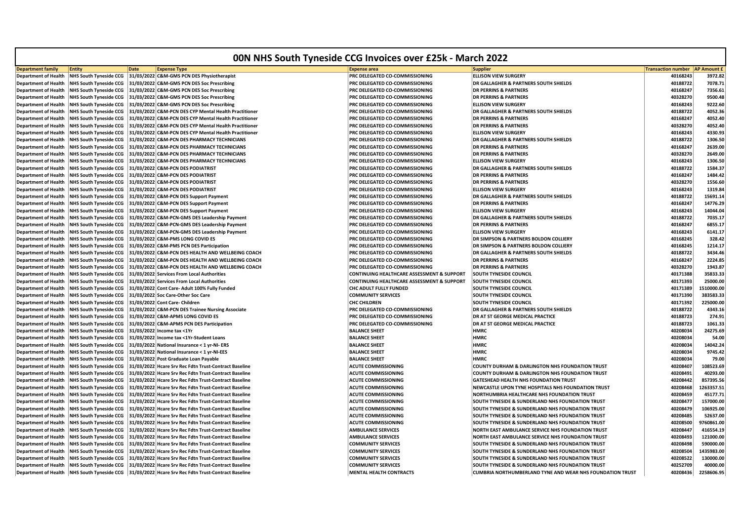# 00N NHS South Tyneside CCG Invoices over £25k - March 2022

| Department family | Entity | Date | Expense Type | Expense area | Supplier | Transaction number | AP Amount £ |
|---|---|---|---|---|---|---|---|
| Department of Health | NHS South Tyneside CCG | 31/03/2022 | C&M-GMS PCN DES Physiotherapist | PRC DELEGATED CO-COMMISSIONING | ELLISON VIEW SURGERY | 40168243 | 3972.82 |
| Department of Health | NHS South Tyneside CCG | 31/03/2022 | C&M-GMS PCN DES Soc Prescribing | PRC DELEGATED CO-COMMISSIONING | DR GALLAGHER & PARTNERS SOUTH SHIELDS | 40188722 | 7078.71 |
| Department of Health | NHS South Tyneside CCG | 31/03/2022 | C&M-GMS PCN DES Soc Prescribing | PRC DELEGATED CO-COMMISSIONING | DR PERRINS & PARTNERS | 40168247 | 7356.61 |
| Department of Health | NHS South Tyneside CCG | 31/03/2022 | C&M-GMS PCN DES Soc Prescribing | PRC DELEGATED CO-COMMISSIONING | DR PERRINS & PARTNERS | 40328270 | 9500.48 |
| Department of Health | NHS South Tyneside CCG | 31/03/2022 | C&M-GMS PCN DES Soc Prescribing | PRC DELEGATED CO-COMMISSIONING | ELLISON VIEW SURGERY | 40168243 | 9222.60 |
| Department of Health | NHS South Tyneside CCG | 31/03/2022 | C&M-PCN DES CYP Mental Health Practitioner | PRC DELEGATED CO-COMMISSIONING | DR GALLAGHER & PARTNERS SOUTH SHIELDS | 40188722 | 4052.36 |
| Department of Health | NHS South Tyneside CCG | 31/03/2022 | C&M-PCN DES CYP Mental Health Practitioner | PRC DELEGATED CO-COMMISSIONING | DR PERRINS & PARTNERS | 40168247 | 4052.40 |
| Department of Health | NHS South Tyneside CCG | 31/03/2022 | C&M-PCN DES CYP Mental Health Practitioner | PRC DELEGATED CO-COMMISSIONING | DR PERRINS & PARTNERS | 40328270 | 4052.40 |
| Department of Health | NHS South Tyneside CCG | 31/03/2022 | C&M-PCN DES CYP Mental Health Practitioner | PRC DELEGATED CO-COMMISSIONING | ELLISON VIEW SURGERY | 40168243 | 4330.93 |
| Department of Health | NHS South Tyneside CCG | 31/03/2022 | C&M-PCN DES PHARMACY TECHNICIANS | PRC DELEGATED CO-COMMISSIONING | DR GALLAGHER & PARTNERS SOUTH SHIELDS | 40188722 | 1306.50 |
| Department of Health | NHS South Tyneside CCG | 31/03/2022 | C&M-PCN DES PHARMACY TECHNICIANS | PRC DELEGATED CO-COMMISSIONING | DR PERRINS & PARTNERS | 40168247 | 2639.00 |
| Department of Health | NHS South Tyneside CCG | 31/03/2022 | C&M-PCN DES PHARMACY TECHNICIANS | PRC DELEGATED CO-COMMISSIONING | DR PERRINS & PARTNERS | 40328270 | 2649.00 |
| Department of Health | NHS South Tyneside CCG | 31/03/2022 | C&M-PCN DES PHARMACY TECHNICIANS | PRC DELEGATED CO-COMMISSIONING | ELLISON VIEW SURGERY | 40168243 | 1306.50 |
| Department of Health | NHS South Tyneside CCG | 31/03/2022 | C&M-PCN DES PODIATRIST | PRC DELEGATED CO-COMMISSIONING | DR GALLAGHER & PARTNERS SOUTH SHIELDS | 40188722 | 1584.37 |
| Department of Health | NHS South Tyneside CCG | 31/03/2022 | C&M-PCN DES PODIATRIST | PRC DELEGATED CO-COMMISSIONING | DR PERRINS & PARTNERS | 40168247 | 1484.42 |
| Department of Health | NHS South Tyneside CCG | 31/03/2022 | C&M-PCN DES PODIATRIST | PRC DELEGATED CO-COMMISSIONING | DR PERRINS & PARTNERS | 40328270 | 1556.60 |
| Department of Health | NHS South Tyneside CCG | 31/03/2022 | C&M-PCN DES PODIATRIST | PRC DELEGATED CO-COMMISSIONING | ELLISON VIEW SURGERY | 40168243 | 1319.84 |
| Department of Health | NHS South Tyneside CCG | 31/03/2022 | C&M-PCN DES Support Payment | PRC DELEGATED CO-COMMISSIONING | DR GALLAGHER & PARTNERS SOUTH SHIELDS | 40188722 | 15691.14 |
| Department of Health | NHS South Tyneside CCG | 31/03/2022 | C&M-PCN DES Support Payment | PRC DELEGATED CO-COMMISSIONING | DR PERRINS & PARTNERS | 40168247 | 14776.29 |
| Department of Health | NHS South Tyneside CCG | 31/03/2022 | C&M-PCN DES Support Payment | PRC DELEGATED CO-COMMISSIONING | ELLISON VIEW SURGERY | 40168243 | 14044.04 |
| Department of Health | NHS South Tyneside CCG | 31/03/2022 | C&M-PCN-GMS DES Leadership Payment | PRC DELEGATED CO-COMMISSIONING | DR GALLAGHER & PARTNERS SOUTH SHIELDS | 40188722 | 7035.17 |
| Department of Health | NHS South Tyneside CCG | 31/03/2022 | C&M-PCN-GMS DES Leadership Payment | PRC DELEGATED CO-COMMISSIONING | DR PERRINS & PARTNERS | 40168247 | 6855.17 |
| Department of Health | NHS South Tyneside CCG | 31/03/2022 | C&M-PCN-GMS DES Leadership Payment | PRC DELEGATED CO-COMMISSIONING | ELLISON VIEW SURGERY | 40168243 | 6141.17 |
| Department of Health | NHS South Tyneside CCG | 31/03/2022 | C&M-PMS LONG COVID ES | PRC DELEGATED CO-COMMISSIONING | DR SIMPSON & PARTNERS BOLDON COLLIERY | 40168245 | 328.42 |
| Department of Health | NHS South Tyneside CCG | 31/03/2022 | C&M-PMS PCN DES Participation | PRC DELEGATED CO-COMMISSIONING | DR SIMPSON & PARTNERS BOLDON COLLIERY | 40168245 | 1214.17 |
| Department of Health | NHS South Tyneside CCG | 31/03/2022 | C&M-PCN DES HEALTH AND WELLBEING COACH | PRC DELEGATED CO-COMMISSIONING | DR GALLAGHER & PARTNERS SOUTH SHIELDS | 40188722 | 3434.46 |
| Department of Health | NHS South Tyneside CCG | 31/03/2022 | C&M-PCN DES HEALTH AND WELLBEING COACH | PRC DELEGATED CO-COMMISSIONING | DR PERRINS & PARTNERS | 40168247 | 2224.85 |
| Department of Health | NHS South Tyneside CCG | 31/03/2022 | C&M-PCN DES HEALTH AND WELLBEING COACH | PRC DELEGATED CO-COMMISSIONING | DR PERRINS & PARTNERS | 40328270 | 1943.87 |
| Department of Health | NHS South Tyneside CCG | 31/03/2022 | Services From Local Authorities | CONTINUING HEALTHCARE ASSESSMENT & SUPPORT | SOUTH TYNESIDE COUNCIL | 40171388 | 35833.33 |
| Department of Health | NHS South Tyneside CCG | 31/03/2022 | Services From Local Authorities | CONTINUING HEALTHCARE ASSESSMENT & SUPPORT | SOUTH TYNESIDE COUNCIL | 40171393 | 25000.00 |
| Department of Health | NHS South Tyneside CCG | 31/03/2022 | Cont Care- Adult 100% Fully Funded | CHC ADULT FULLY FUNDED | SOUTH TYNESIDE COUNCIL | 40171389 | 1510000.00 |
| Department of Health | NHS South Tyneside CCG | 31/03/2022 | Soc Care-Other Soc Care | COMMUNITY SERVICES | SOUTH TYNESIDE COUNCIL | 40171390 | 383583.33 |
| Department of Health | NHS South Tyneside CCG | 31/03/2022 | Cont Care- Children | CHC CHILDREN | SOUTH TYNESIDE COUNCIL | 40171392 | 225000.00 |
| Department of Health | NHS South Tyneside CCG | 31/03/2022 | C&M-PCN DES Trainee Nursing Associate | PRC DELEGATED CO-COMMISSIONING | DR GALLAGHER & PARTNERS SOUTH SHIELDS | 40188722 | 4343.16 |
| Department of Health | NHS South Tyneside CCG | 31/03/2022 | C&M-APMS LONG COVID ES | PRC DELEGATED CO-COMMISSIONING | DR AT ST GEORGE MEDICAL PRACTICE | 40188723 | 274.91 |
| Department of Health | NHS South Tyneside CCG | 31/03/2022 | C&M-APMS PCN DES Participation | PRC DELEGATED CO-COMMISSIONING | DR AT ST GEORGE MEDICAL PRACTICE | 40188723 | 1061.33 |
| Department of Health | NHS South Tyneside CCG | 31/03/2022 | Income tax <1Yr | BALANCE SHEET | HMRC | 40208034 | 24275.69 |
| Department of Health | NHS South Tyneside CCG | 31/03/2022 | Income tax <1Yr-Student Loans | BALANCE SHEET | HMRC | 40208034 | 54.00 |
| Department of Health | NHS South Tyneside CCG | 31/03/2022 | National Insurance < 1 yr-NI- ERS | BALANCE SHEET | HMRC | 40208034 | 14042.24 |
| Department of Health | NHS South Tyneside CCG | 31/03/2022 | National Insurance < 1 yr-NI-EES | BALANCE SHEET | HMRC | 40208034 | 9745.42 |
| Department of Health | NHS South Tyneside CCG | 31/03/2022 | Post Graduate Loan Payable | BALANCE SHEET | HMRC | 40208034 | 79.00 |
| Department of Health | NHS South Tyneside CCG | 31/03/2022 | Hcare Srv Rec Fdtn Trust-Contract Baseline | ACUTE COMMISSIONING | COUNTY DURHAM & DARLINGTON NHS FOUNDATION TRUST | 40208407 | 108523.69 |
| Department of Health | NHS South Tyneside CCG | 31/03/2022 | Hcare Srv Rec Fdtn Trust-Contract Baseline | ACUTE COMMISSIONING | COUNTY DURHAM & DARLINGTON NHS FOUNDATION TRUST | 40208491 | 40293.00 |
| Department of Health | NHS South Tyneside CCG | 31/03/2022 | Hcare Srv Rec Fdtn Trust-Contract Baseline | ACUTE COMMISSIONING | GATESHEAD HEALTH NHS FOUNDATION TRUST | 40208442 | 857395.56 |
| Department of Health | NHS South Tyneside CCG | 31/03/2022 | Hcare Srv Rec Fdtn Trust-Contract Baseline | ACUTE COMMISSIONING | NEWCASTLE UPON TYNE HOSPITALS NHS FOUNDATION TRUST | 40208468 | 1263357.51 |
| Department of Health | NHS South Tyneside CCG | 31/03/2022 | Hcare Srv Rec Fdtn Trust-Contract Baseline | ACUTE COMMISSIONING | NORTHUMBRIA HEALTHCARE NHS FOUNDATION TRUST | 40208459 | 45177.71 |
| Department of Health | NHS South Tyneside CCG | 31/03/2022 | Hcare Srv Rec Fdtn Trust-Contract Baseline | ACUTE COMMISSIONING | SOUTH TYNESIDE & SUNDERLAND NHS FOUNDATION TRUST | 40208477 | 157000.00 |
| Department of Health | NHS South Tyneside CCG | 31/03/2022 | Hcare Srv Rec Fdtn Trust-Contract Baseline | ACUTE COMMISSIONING | SOUTH TYNESIDE & SUNDERLAND NHS FOUNDATION TRUST | 40208479 | 106925.00 |
| Department of Health | NHS South Tyneside CCG | 31/03/2022 | Hcare Srv Rec Fdtn Trust-Contract Baseline | ACUTE COMMISSIONING | SOUTH TYNESIDE & SUNDERLAND NHS FOUNDATION TRUST | 40208485 | 52637.00 |
| Department of Health | NHS South Tyneside CCG | 31/03/2022 | Hcare Srv Rec Fdtn Trust-Contract Baseline | ACUTE COMMISSIONING | SOUTH TYNESIDE & SUNDERLAND NHS FOUNDATION TRUST | 40208500 | 9760861.00 |
| Department of Health | NHS South Tyneside CCG | 31/03/2022 | Hcare Srv Rec Fdtn Trust-Contract Baseline | AMBULANCE SERVICES | NORTH EAST AMBULANCE SERVICE NHS FOUNDATION TRUST | 40208447 | 416554.19 |
| Department of Health | NHS South Tyneside CCG | 31/03/2022 | Hcare Srv Rec Fdtn Trust-Contract Baseline | AMBULANCE SERVICES | NORTH EAST AMBULANCE SERVICE NHS FOUNDATION TRUST | 40208493 | 121000.00 |
| Department of Health | NHS South Tyneside CCG | 31/03/2022 | Hcare Srv Rec Fdtn Trust-Contract Baseline | COMMUNITY SERVICES | SOUTH TYNESIDE & SUNDERLAND NHS FOUNDATION TRUST | 40208498 | 590000.00 |
| Department of Health | NHS South Tyneside CCG | 31/03/2022 | Hcare Srv Rec Fdtn Trust-Contract Baseline | COMMUNITY SERVICES | SOUTH TYNESIDE & SUNDERLAND NHS FOUNDATION TRUST | 40208504 | 1435983.00 |
| Department of Health | NHS South Tyneside CCG | 31/03/2022 | Hcare Srv Rec Fdtn Trust-Contract Baseline | COMMUNITY SERVICES | SOUTH TYNESIDE & SUNDERLAND NHS FOUNDATION TRUST | 40208522 | 130000.00 |
| Department of Health | NHS South Tyneside CCG | 31/03/2022 | Hcare Srv Rec Fdtn Trust-Contract Baseline | COMMUNITY SERVICES | SOUTH TYNESIDE & SUNDERLAND NHS FOUNDATION TRUST | 40252709 | 40000.00 |
| Department of Health | NHS South Tyneside CCG | 31/03/2022 | Hcare Srv Rec Fdtn Trust-Contract Baseline | MENTAL HEALTH CONTRACTS | CUMBRIA NORTHUMBERLAND TYNE AND WEAR NHS FOUNDATION TRUST | 40208436 | 2258606.95 |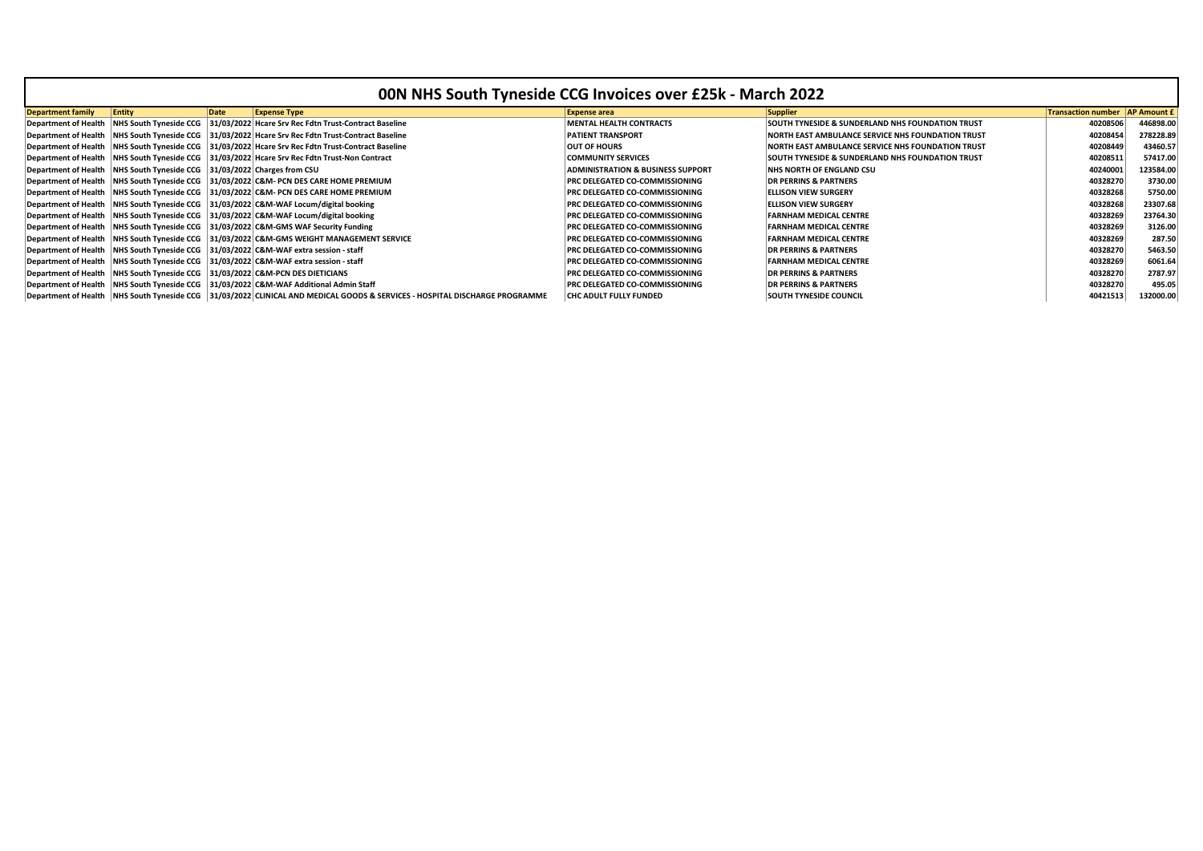# 00N NHS South Tyneside CCG Invoices over £25k - March 2022

| Department family | Entity | Date | Expense Type | Expense area | Supplier | Transaction number | AP Amount £ |
|---|---|---|---|---|---|---|---|
| Department of Health | NHS South Tyneside CCG | 31/03/2022 | Hcare Srv Rec Fdtn Trust-Contract Baseline | MENTAL HEALTH CONTRACTS | SOUTH TYNESIDE & SUNDERLAND NHS FOUNDATION TRUST | 40208506 | 446898.00 |
| Department of Health | NHS South Tyneside CCG | 31/03/2022 | Hcare Srv Rec Fdtn Trust-Contract Baseline | PATIENT TRANSPORT | NORTH EAST AMBULANCE SERVICE NHS FOUNDATION TRUST | 40208454 | 278228.89 |
| Department of Health | NHS South Tyneside CCG | 31/03/2022 | Hcare Srv Rec Fdtn Trust-Contract Baseline | OUT OF HOURS | NORTH EAST AMBULANCE SERVICE NHS FOUNDATION TRUST | 40208449 | 43460.57 |
| Department of Health | NHS South Tyneside CCG | 31/03/2022 | Hcare Srv Rec Fdtn Trust-Non Contract | COMMUNITY SERVICES | SOUTH TYNESIDE & SUNDERLAND NHS FOUNDATION TRUST | 40208511 | 57417.00 |
| Department of Health | NHS South Tyneside CCG | 31/03/2022 | Charges from CSU | ADMINISTRATION & BUSINESS SUPPORT | NHS NORTH OF ENGLAND CSU | 40240001 | 123584.00 |
| Department of Health | NHS South Tyneside CCG | 31/03/2022 | C&M- PCN DES CARE HOME PREMIUM | PRC DELEGATED CO-COMMISSIONING | DR PERRINS & PARTNERS | 40328270 | 3730.00 |
| Department of Health | NHS South Tyneside CCG | 31/03/2022 | C&M- PCN DES CARE HOME PREMIUM | PRC DELEGATED CO-COMMISSIONING | ELLISON VIEW SURGERY | 40328268 | 5750.00 |
| Department of Health | NHS South Tyneside CCG | 31/03/2022 | C&M-WAF Locum/digital booking | PRC DELEGATED CO-COMMISSIONING | ELLISON VIEW SURGERY | 40328268 | 23307.68 |
| Department of Health | NHS South Tyneside CCG | 31/03/2022 | C&M-WAF Locum/digital booking | PRC DELEGATED CO-COMMISSIONING | FARNHAM MEDICAL CENTRE | 40328269 | 23764.30 |
| Department of Health | NHS South Tyneside CCG | 31/03/2022 | C&M-GMS WAF Security Funding | PRC DELEGATED CO-COMMISSIONING | FARNHAM MEDICAL CENTRE | 40328269 | 3126.00 |
| Department of Health | NHS South Tyneside CCG | 31/03/2022 | C&M-GMS WEIGHT MANAGEMENT SERVICE | PRC DELEGATED CO-COMMISSIONING | FARNHAM MEDICAL CENTRE | 40328269 | 287.50 |
| Department of Health | NHS South Tyneside CCG | 31/03/2022 | C&M-WAF extra session - staff | PRC DELEGATED CO-COMMISSIONING | DR PERRINS & PARTNERS | 40328270 | 5463.50 |
| Department of Health | NHS South Tyneside CCG | 31/03/2022 | C&M-WAF extra session - staff | PRC DELEGATED CO-COMMISSIONING | FARNHAM MEDICAL CENTRE | 40328269 | 6061.64 |
| Department of Health | NHS South Tyneside CCG | 31/03/2022 | C&M-PCN DES DIETICIANS | PRC DELEGATED CO-COMMISSIONING | DR PERRINS & PARTNERS | 40328270 | 2787.97 |
| Department of Health | NHS South Tyneside CCG | 31/03/2022 | C&M-WAF Additional Admin Staff | PRC DELEGATED CO-COMMISSIONING | DR PERRINS & PARTNERS | 40328270 | 495.05 |
| Department of Health | NHS South Tyneside CCG | 31/03/2022 | CLINICAL AND MEDICAL GOODS & SERVICES - HOSPITAL DISCHARGE PROGRAMME | CHC ADULT FULLY FUNDED | SOUTH TYNESIDE COUNCIL | 40421513 | 132000.00 |